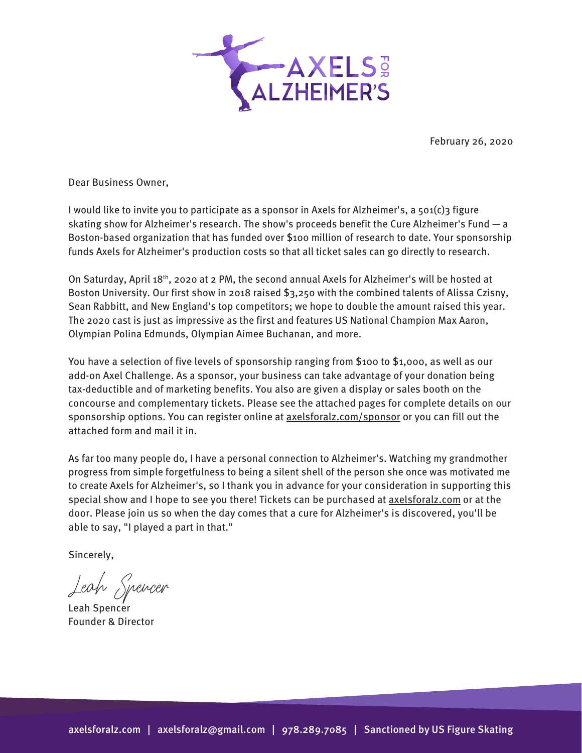February 26, 2020

Dear Business Owner,

I would like to invite you to participate as a sponsor in Axels for Alzheimer's, a 501(c)3 figure skating show for Alzheimer's research. The show's proceeds benefit the Cure Alzheimer's Fund — a Boston-based organization that has funded over $100 million of research to date. Your sponsorship funds Axels for Alzheimer's production costs so that all ticket sales can go directly to research.

On Saturday, April 18th, 2020 at 2 PM, the second annual Axels for Alzheimer's will be hosted at Boston University. Our first show in 2018 raised $3,250 with the combined talents of Alissa Czisny, Sean Rabbitt, and New England's top competitors; we hope to double the amount raised this year. The 2020 cast is just as impressive as the first and features US National Champion Max Aaron, Olympian Polina Edmunds, Olympian Aimee Buchanan, and more.

You have a selection of five levels of sponsorship ranging from $100 to $1,000, as well as our add-on Axel Challenge. As a sponsor, your business can take advantage of your donation being tax-deductible and of marketing benefits. You also are given a display or sales booth on the concourse and complementary tickets. Please see the attached pages for complete details on our sponsorship options. You can register online at axelsforalz.com/sponsor or you can fill out the attached form and mail it in.

As far too many people do, I have a personal connection to Alzheimer's. Watching my grandmother progress from simple forgetfulness to being a silent shell of the person she once was motivated me to create Axels for Alzheimer's, so I thank you in advance for your consideration in supporting this special show and I hope to see you there! Tickets can be purchased at axelsforalz.com or at the door. Please join us so when the day comes that a cure for Alzheimer's is discovered, you'll be able to say, "I played a part in that."

Sincerely,

*Leah Spencer*

Leah Spencer
Founder & Director

axelsforalz.com | axelsforalz@gmail.com | 978.289.7085 | Sanctioned by US Figure Skating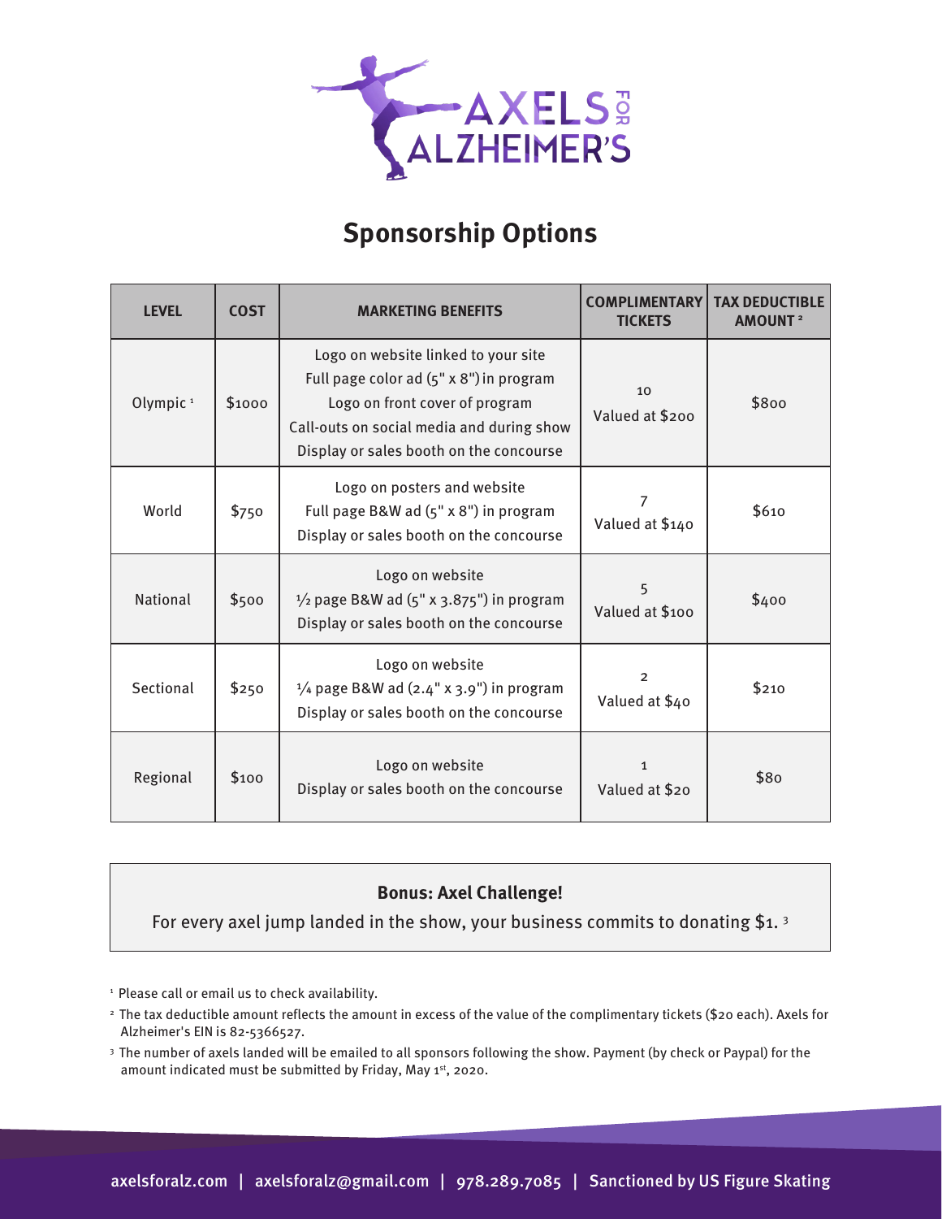# Sponsorship Options

| LEVEL | COST | MARKETING BENEFITS | COMPLIMENTARY TICKETS | TAX DEDUCTIBLE AMOUNT [2] |
|---|---|---|---|---|
| Olympic [1] | $1000 | Logo on website linked to your site<br>Full page color ad (5" x 8") in program<br>Logo on front cover of program<br>Call-outs on social media and during show<br>Display or sales booth on the concourse | 10<br>Valued at $200 | $800 |
| World | $750 | Logo on posters and website<br>Full page B&W ad (5" x 8") in program<br>Display or sales booth on the concourse | 7<br>Valued at $140 | $610 |
| National | $500 | Logo on website<br>½ page B&W ad (5" x 3.875") in program<br>Display or sales booth on the concourse | 5<br>Valued at $100 | $400 |
| Sectional | $250 | Logo on website<br>¼ page B&W ad (2.4" x 3.9") in program<br>Display or sales booth on the concourse | 2<br>Valued at $40 | $210 |
| Regional | $100 | Logo on website<br>Display or sales booth on the concourse | 1<br>Valued at $20 | $80 |

**Bonus: Axel Challenge!**

For every axel jump landed in the show, your business commits to donating $1. [3]

[1] Please call or email us to check availability.

[2] The tax deductible amount reflects the amount in excess of the value of the complimentary tickets ($20 each). Axels for Alzheimer's EIN is 82-5366527.

[3] The number of axels landed will be emailed to all sponsors following the show. Payment (by check or Paypal) for the amount indicated must be submitted by Friday, May 1st, 2020.

axelsforalz.com | axelsforalz@gmail.com | 978.289.7085 | Sanctioned by US Figure Skating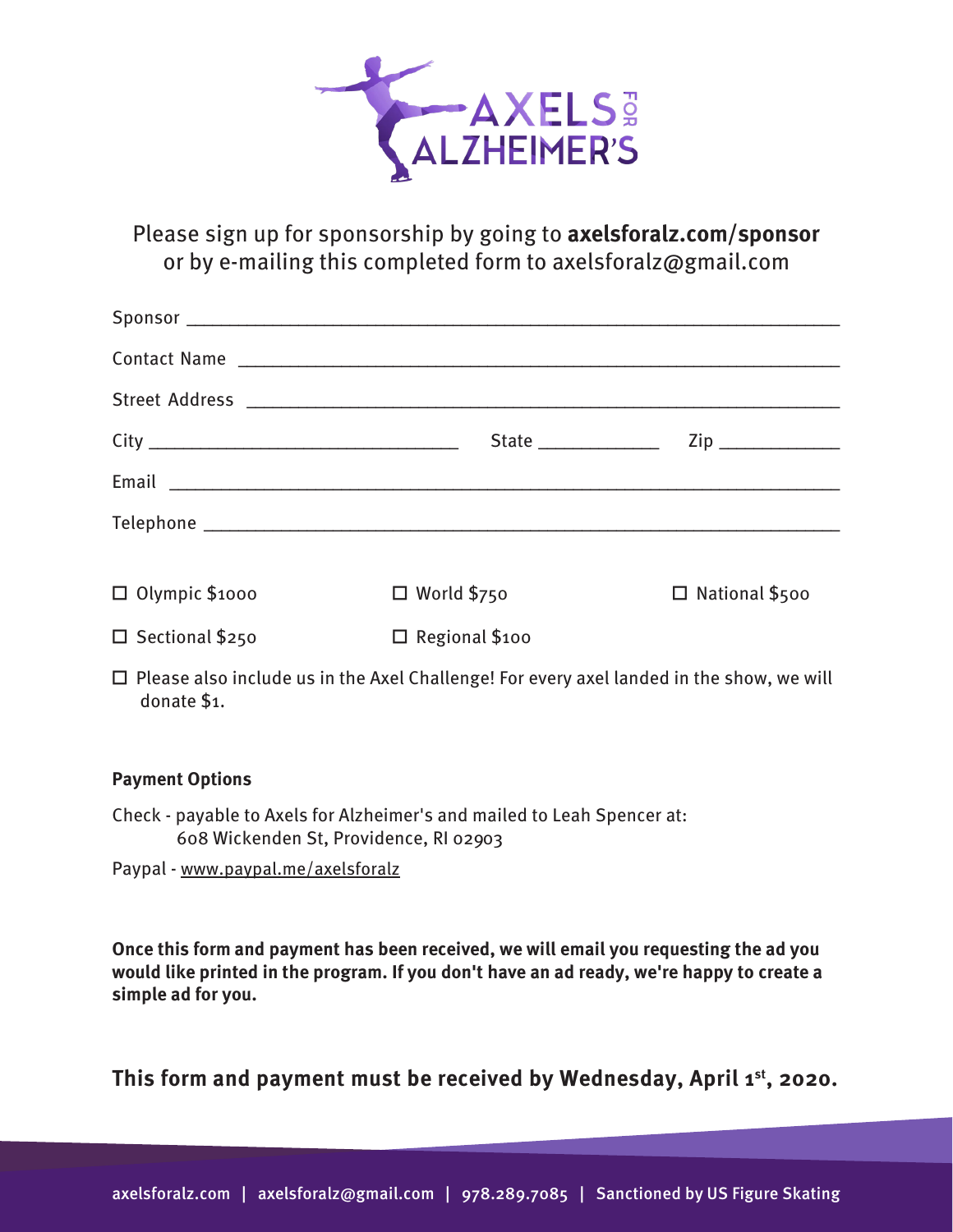# AXELS FOR ALZHEIMER'S

Please sign up for sponsorship by going to **axelsforalz.com/sponsor** or by e-mailing this completed form to axelsforalz@gmail.com

Sponsor ______________________________________________

Contact Name __________________________________________

Street Address _________________________________________

City __________________________ State ___________ Zip ___________

Email ________________________________________________

Telephone _____________________________________________

☐ Olympic $1000 ☐ World $750 ☐ National $500

☐ Sectional $250 ☐ Regional $100

☐ Please also include us in the Axel Challenge! For every axel landed in the show, we will donate $1.

**Payment Options**

Check - payable to Axels for Alzheimer's and mailed to Leah Spencer at:
608 Wickenden St, Providence, RI 02903

Paypal - www.paypal.me/axelsforalz

**Once this form and payment has been received, we will email you requesting the ad you would like printed in the program. If you don't have an ad ready, we're happy to create a simple ad for you.**

**This form and payment must be received by Wednesday, April 1st, 2020.**

axelsforalz.com | axelsforalz@gmail.com | 978.289.7085 | Sanctioned by US Figure Skating